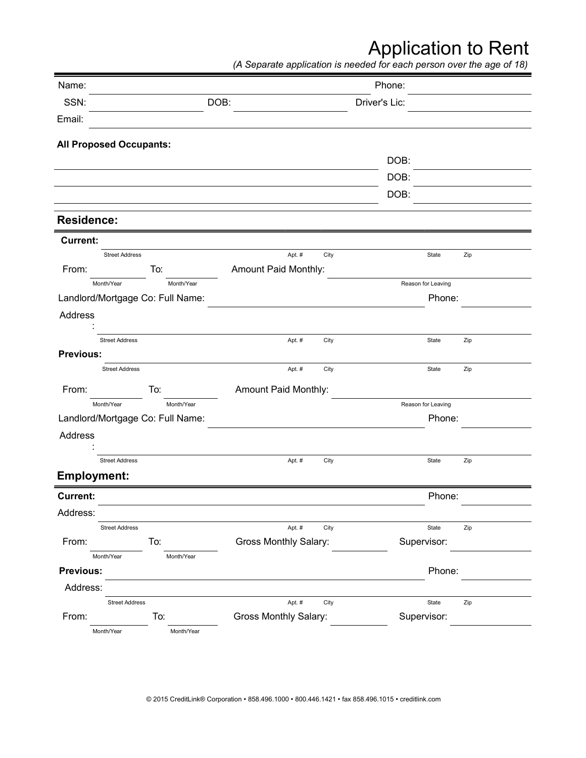# Application to Rent

*(A Separate application is needed for each person over the age of 18)*

Name: ______________________________ Phone: ______________

SSN: ______________ DOB: ______________ Driver's Lic: ______________

Email: ______________________________

**All Proposed Occupants:**

______________________________ DOB: ______________

______________________________ DOB: ______________

______________________________ DOB: ______________

## Residence:

**Current:** ______________________________
Street Address Apt. # City State Zip

From: ______ To: ______ Amount Paid Monthly: ______________
Month/Year Month/Year Reason for Leaving

Landlord/Mortgage Co: Full Name: ______________________________ Phone: ______________

Address: ______________________________
Street Address Apt. # City State Zip

**Previous:** ______________________________
Street Address Apt. # City State Zip

From: ______ To: ______ Amount Paid Monthly: ______________
Month/Year Month/Year Reason for Leaving

Landlord/Mortgage Co: Full Name: ______________________________ Phone: ______________

Address: ______________________________
Street Address Apt. # City State Zip

## Employment:

**Current:** ______________________________ Phone: ______________

Address: ______________________________
Street Address Apt. # City State Zip

From: ______ To: ______ Gross Monthly Salary: ______ Supervisor: ______________
Month/Year Month/Year

**Previous:** ______________________________ Phone: ______________

Address: ______________________________
Street Address Apt. # City State Zip

From: ______ To: ______ Gross Monthly Salary: ______ Supervisor: ______________
Month/Year Month/Year

© 2015 CreditLink® Corporation • 858.496.1000 • 800.446.1421 • fax 858.496.1015 • creditlink.com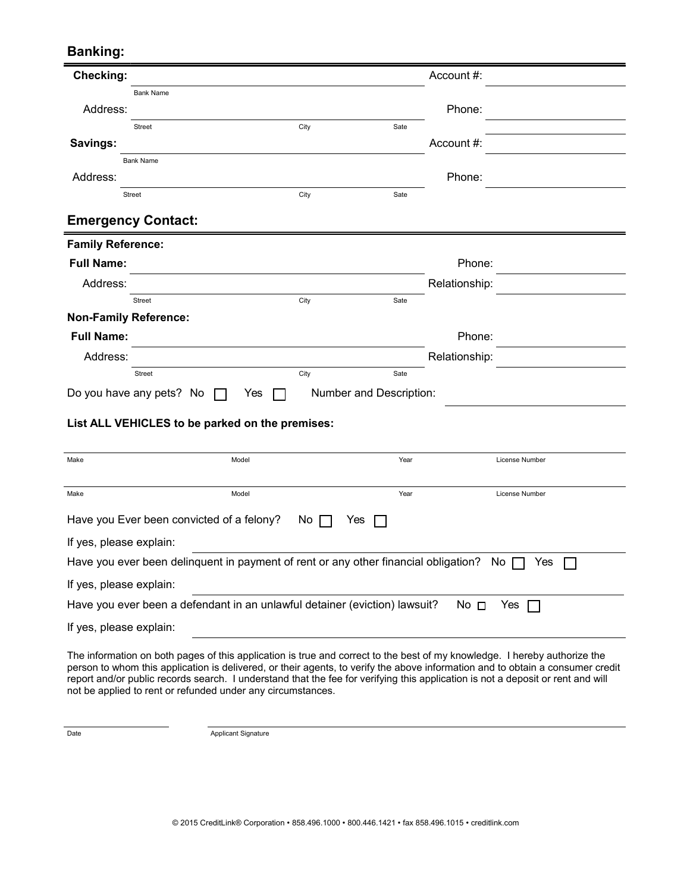## Banking:

**Checking:** ______________________________ Account #: ______________

Bank Name

Address: ______________________________ Phone: ______________

Street City Sate

**Savings:** ______________________________ Account #: ______________

Bank Name

Address: ______________________________ Phone: ______________

Street City Sate

## Emergency Contact:

**Family Reference:**

**Full Name:** ______________________________ Phone: ______________

Address: ______________________________ Relationship: ______________

Street City Sate

**Non-Family Reference:**

**Full Name:** ______________________________ Phone: ______________

Address: ______________________________ Relationship: ______________

Street City Sate

Do you have any pets? No ☐ Yes ☐ Number and Description: ______________

**List ALL VEHICLES to be parked on the premises:**

| Make | Model | Year | License Number |
|---|---|---|---|
| | | | |
| | | | |

Have you Ever been convicted of a felony? No ☐ Yes ☐

If yes, please explain: ______________________________

Have you ever been delinquent in payment of rent or any other financial obligation? No ☐ Yes ☐

If yes, please explain: ______________________________

Have you ever been a defendant in an unlawful detainer (eviction) lawsuit? No ☐ Yes ☐

If yes, please explain: ______________________________

The information on both pages of this application is true and correct to the best of my knowledge. I hereby authorize the person to whom this application is delivered, or their agents, to verify the above information and to obtain a consumer credit report and/or public records search. I understand that the fee for verifying this application is not a deposit or rent and will not be applied to rent or refunded under any circumstances.

______________ ______________________________

Date Applicant Signature

© 2015 CreditLink® Corporation • 858.496.1000 • 800.446.1421 • fax 858.496.1015 • creditlink.com